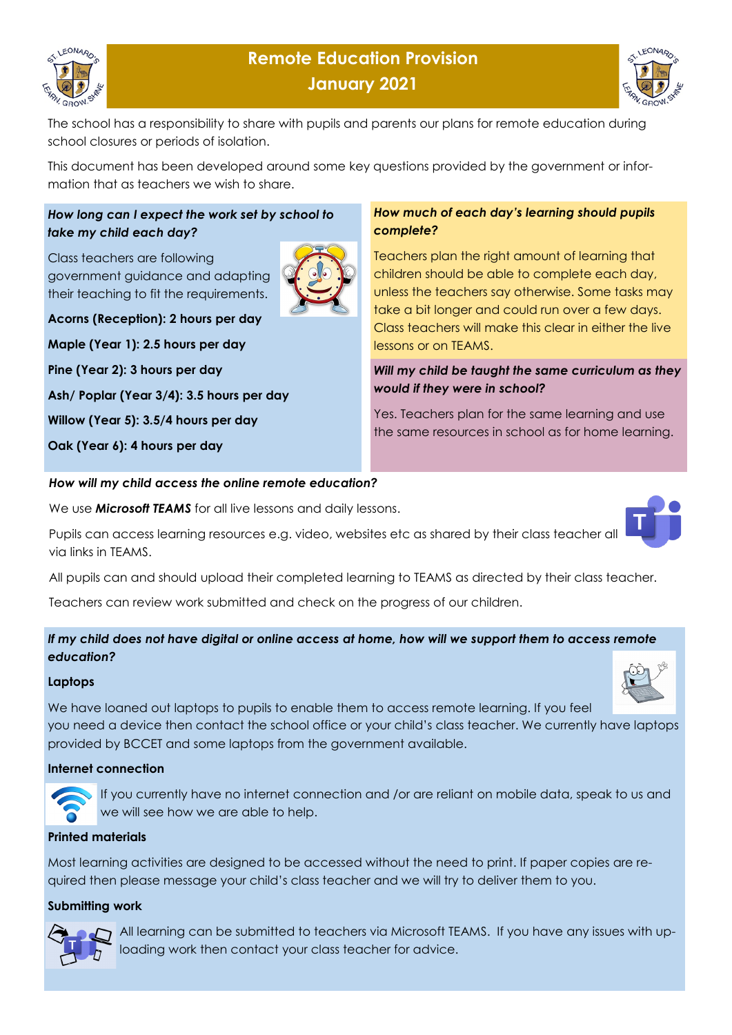# Remote Education Provision January 2021

The school has a responsibility to share with pupils and parents our plans for remote education during school closures or periods of isolation.

This document has been developed around some key questions provided by the government or information that as teachers we wish to share.

***How long can I expect the work set by school to take my child each day?***

Class teachers are following government guidance and adapting their teaching to fit the requirements.

**Acorns (Reception): 2 hours per day**

**Maple (Year 1): 2.5 hours per day**

**Pine (Year 2): 3 hours per day**

**Ash/ Poplar (Year 3/4): 3.5 hours per day**

**Willow (Year 5): 3.5/4 hours per day**

**Oak (Year 6): 4 hours per day**

***How much of each day's learning should pupils complete?***

Teachers plan the right amount of learning that children should be able to complete each day, unless the teachers say otherwise. Some tasks may take a bit longer and could run over a few days. Class teachers will make this clear in either the live lessons or on TEAMS.

***Will my child be taught the same curriculum as they would if they were in school?***

Yes. Teachers plan for the same learning and use the same resources in school as for home learning.

***How will my child access the online remote education?***

We use ***Microsoft TEAMS*** for all live lessons and daily lessons.

Pupils can access learning resources e.g. video, websites etc as shared by their class teacher all via links in TEAMS.

All pupils can and should upload their completed learning to TEAMS as directed by their class teacher.

Teachers can review work submitted and check on the progress of our children.

***If my child does not have digital or online access at home, how will we support them to access remote education?***

**Laptops**

We have loaned out laptops to pupils to enable them to access remote learning. If you feel you need a device then contact the school office or your child's class teacher. We currently have laptops provided by BCCET and some laptops from the government available.

**Internet connection**

If you currently have no internet connection and /or are reliant on mobile data, speak to us and we will see how we are able to help.

**Printed materials**

Most learning activities are designed to be accessed without the need to print. If paper copies are required then please message your child's class teacher and we will try to deliver them to you.

**Submitting work**

All learning can be submitted to teachers via Microsoft TEAMS. If you have any issues with uploading work then contact your class teacher for advice.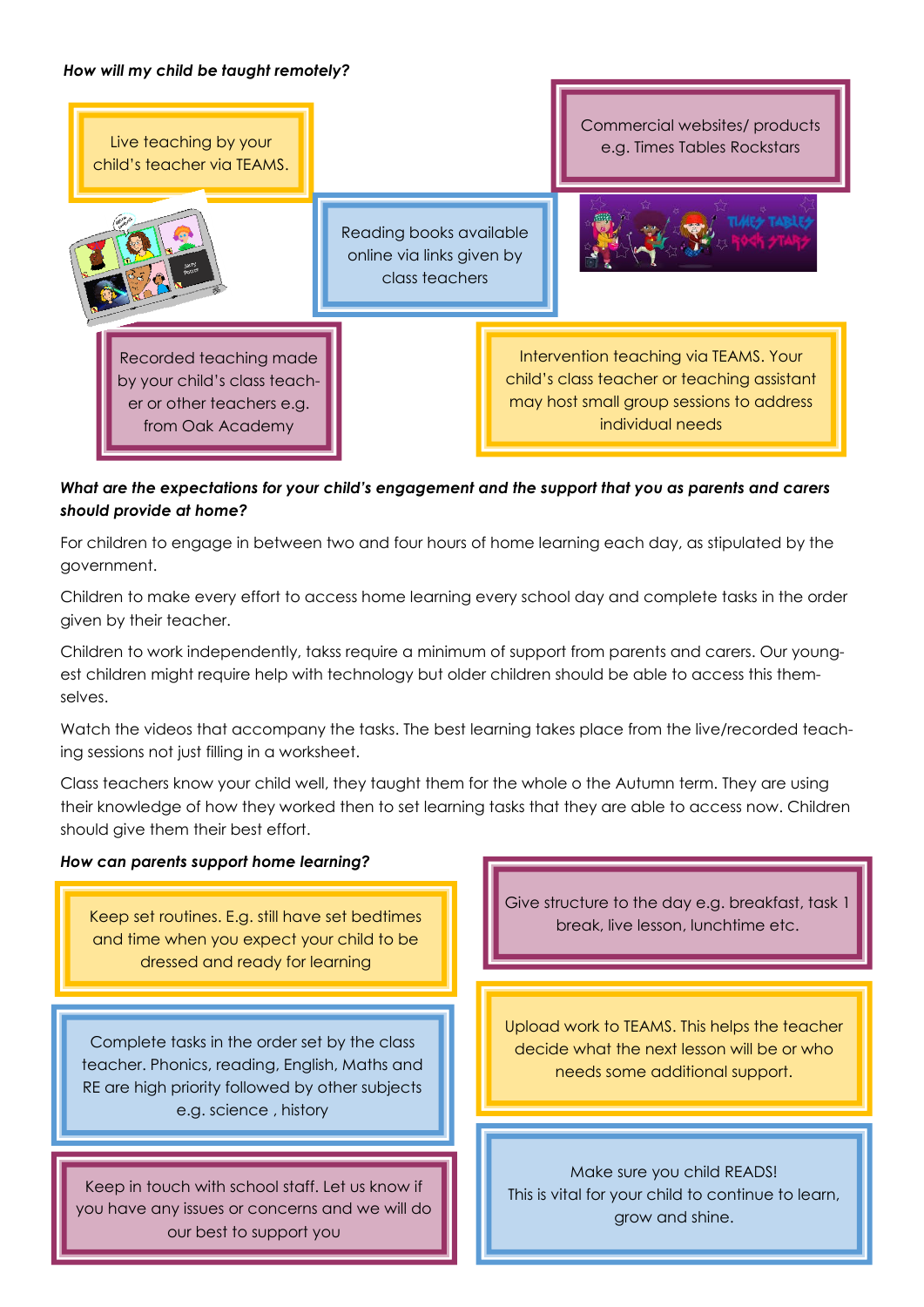***How will my child be taught remotely?***

Live teaching by your child's teacher via TEAMS.

Commercial websites/ products e.g. Times Tables Rockstars

Reading books available online via links given by class teachers

Recorded teaching made by your child's class teacher or other teachers e.g. from Oak Academy

Intervention teaching via TEAMS. Your child's class teacher or teaching assistant may host small group sessions to address individual needs

***What are the expectations for your child's engagement and the support that you as parents and carers should provide at home?***

For children to engage in between two and four hours of home learning each day, as stipulated by the government.

Children to make every effort to access home learning every school day and complete tasks in the order given by their teacher.

Children to work independently, takss require a minimum of support from parents and carers. Our youngest children might require help with technology but older children should be able to access this themselves.

Watch the videos that accompany the tasks. The best learning takes place from the live/recorded teaching sessions not just filling in a worksheet.

Class teachers know your child well, they taught them for the whole o the Autumn term. They are using their knowledge of how they worked then to set learning tasks that they are able to access now. Children should give them their best effort.

***How can parents support home learning?***

Keep set routines. E.g. still have set bedtimes and time when you expect your child to be dressed and ready for learning

Give structure to the day e.g. breakfast, task 1 break, live lesson, lunchtime etc.

Complete tasks in the order set by the class teacher. Phonics, reading, English, Maths and RE are high priority followed by other subjects e.g. science , history

Upload work to TEAMS. This helps the teacher decide what the next lesson will be or who needs some additional support.

Keep in touch with school staff. Let us know if you have any issues or concerns and we will do our best to support you

Make sure you child READS!
This is vital for your child to continue to learn, grow and shine.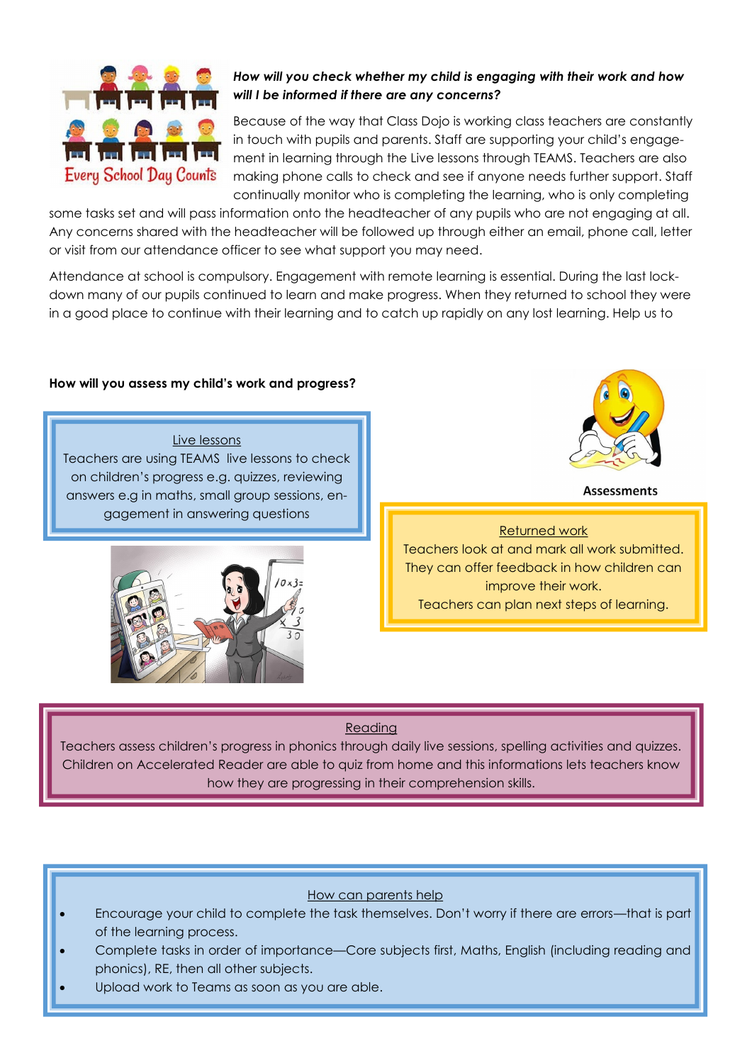***How will you check whether my child is engaging with their work and how will I be informed if there are any concerns?***

Because of the way that Class Dojo is working class teachers are constantly in touch with pupils and parents. Staff are supporting your child's engagement in learning through the Live lessons through TEAMS. Teachers are also making phone calls to check and see if anyone needs further support. Staff continually monitor who is completing the learning, who is only completing some tasks set and will pass information onto the headteacher of any pupils who are not engaging at all. Any concerns shared with the headteacher will be followed up through either an email, phone call, letter or visit from our attendance officer to see what support you may need.

Attendance at school is compulsory. Engagement with remote learning is essential. During the last lockdown many of our pupils continued to learn and make progress. When they returned to school they were in a good place to continue with their learning and to catch up rapidly on any lost learning. Help us to

**How will you assess my child's work and progress?**

Assessments

<u>Live lessons</u>

Teachers are using TEAMS live lessons to check on children's progress e.g. quizzes, reviewing answers e.g in maths, small group sessions, engagement in answering questions

<u>Returned work</u>

Teachers look at and mark all work submitted. They can offer feedback in how children can improve their work.
Teachers can plan next steps of learning.

<u>Reading</u>

Teachers assess children's progress in phonics through daily live sessions, spelling activities and quizzes. Children on Accelerated Reader are able to quiz from home and this informations lets teachers know how they are progressing in their comprehension skills.

<u>How can parents help</u>

- Encourage your child to complete the task themselves. Don't worry if there are errors—that is part of the learning process.
- Complete tasks in order of importance—Core subjects first, Maths, English (including reading and phonics), RE, then all other subjects.
- Upload work to Teams as soon as you are able.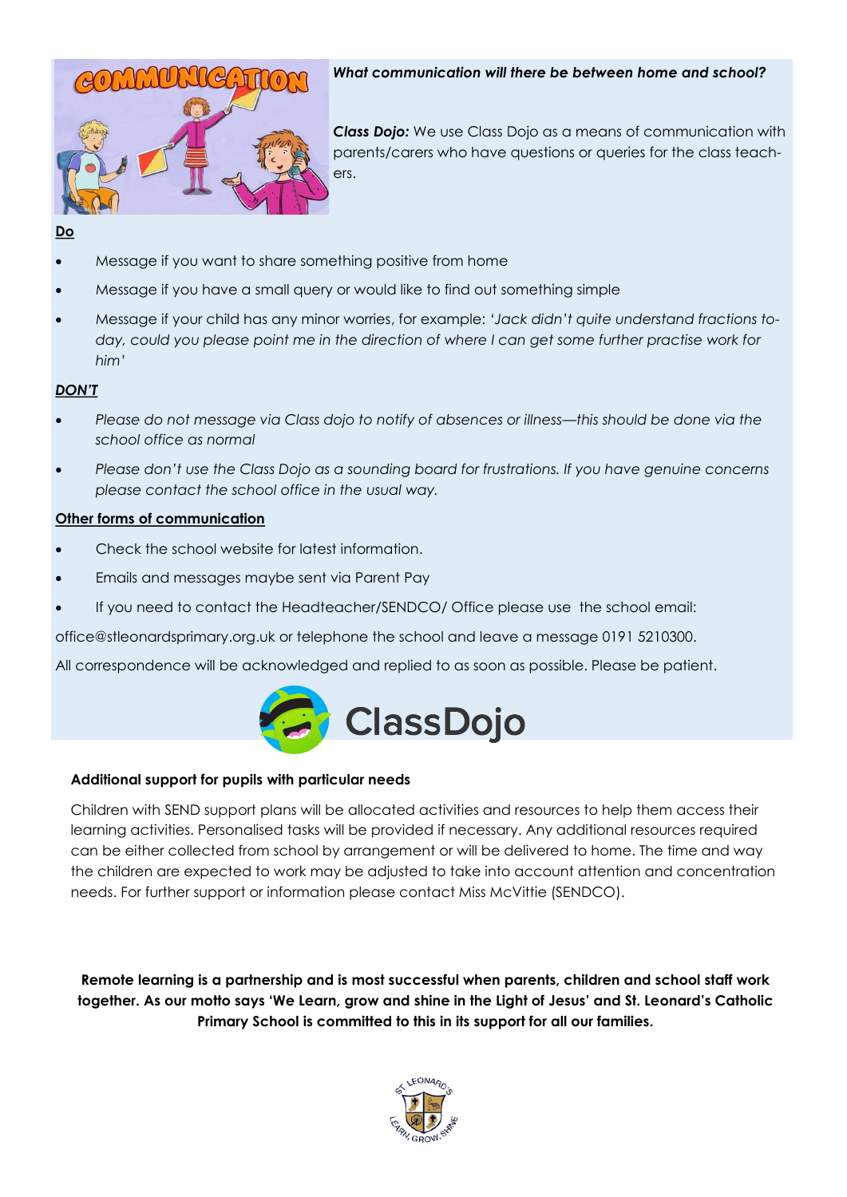***What communication will there be between home and school?***

***Class Dojo:*** We use Class Dojo as a means of communication with parents/carers who have questions or queries for the class teachers.

**Do**

- Message if you want to share something positive from home
- Message if you have a small query or would like to find out something simple
- Message if your child has any minor worries, for example: *'Jack didn't quite understand fractions today, could you please point me in the direction of where I can get some further practise work for him'*

***DON'T***

- *Please do not message via Class dojo to notify of absences or illness—this should be done via the school office as normal*
- *Please don't use the Class Dojo as a sounding board for frustrations. If you have genuine concerns please contact the school office in the usual way.*

**Other forms of communication**

- Check the school website for latest information.
- Emails and messages maybe sent via Parent Pay
- If you need to contact the Headteacher/SENDCO/ Office please use the school email:

office@stleonardsprimary.org.uk or telephone the school and leave a message 0191 5210300.

All correspondence will be acknowledged and replied to as soon as possible. Please be patient.

**Additional support for pupils with particular needs**

Children with SEND support plans will be allocated activities and resources to help them access their learning activities. Personalised tasks will be provided if necessary. Any additional resources required can be either collected from school by arrangement or will be delivered to home. The time and way the children are expected to work may be adjusted to take into account attention and concentration needs. For further support or information please contact Miss McVittie (SENDCO).

**Remote learning is a partnership and is most successful when parents, children and school staff work together. As our motto says 'We Learn, grow and shine in the Light of Jesus' and St. Leonard's Catholic Primary School is committed to this in its support for all our families.**